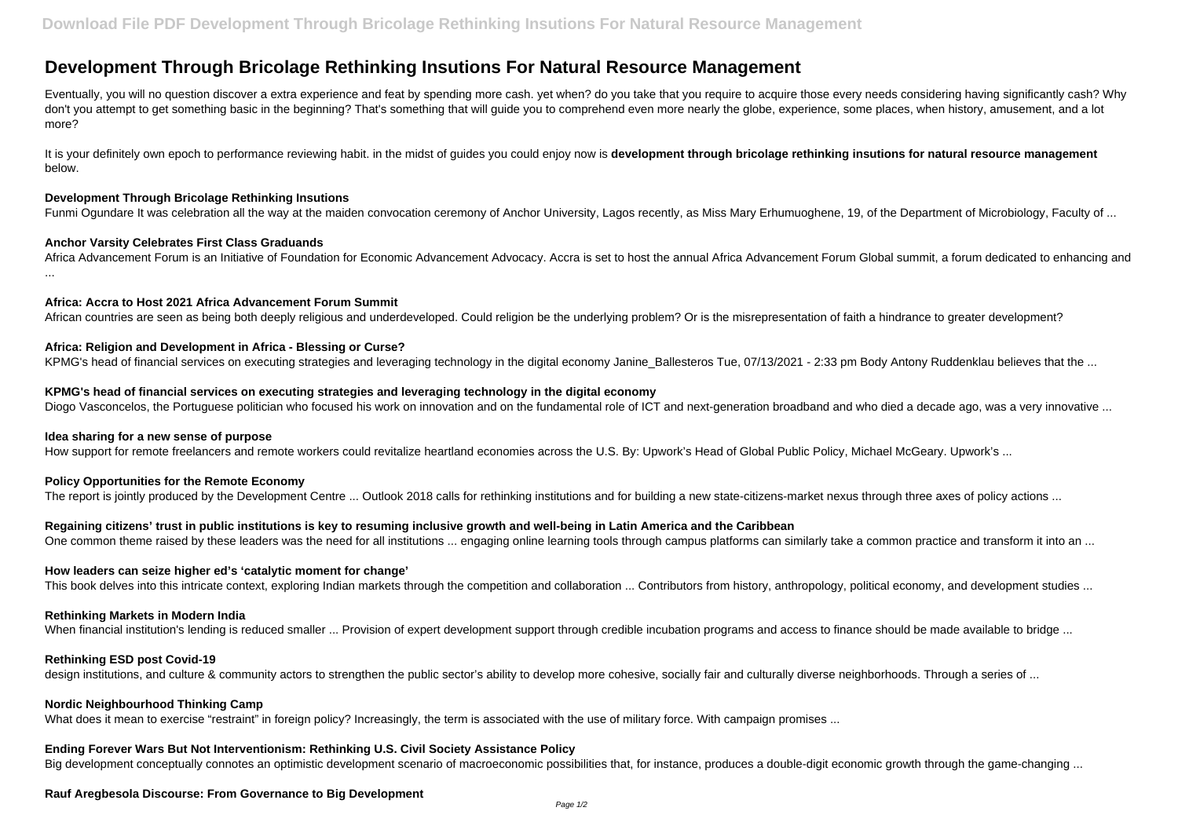# Development Through Bricolage Rethinking Insutions For Natural Resource Management

Eventually, you will no question discover a extra experience and feat by spending more cash. yet when? do you take that you require to acquire those every needs considering having significantly cash? Why don't you attempt to get something basic in the beginning? That's something that will guide you to comprehend even more nearly the globe, experience, some places, when history, amusement, and a lot more?

It is your definitely own epoch to performance reviewing habit. in the midst of guides you could enjoy now is **development through bricolage rethinking insutions for natural resource management** below.

**Development Through Bricolage Rethinking Insutions**

Funmi Ogundare It was celebration all the way at the maiden convocation ceremony of Anchor University, Lagos recently, as Miss Mary Erhumuoghene, 19, of the Department of Microbiology, Faculty of ...

**Anchor Varsity Celebrates First Class Graduands**

Africa Advancement Forum is an Initiative of Foundation for Economic Advancement Advocacy. Accra is set to host the annual Africa Advancement Forum Global summit, a forum dedicated to enhancing and ...

**Africa: Accra to Host 2021 Africa Advancement Forum Summit**

African countries are seen as being both deeply religious and underdeveloped. Could religion be the underlying problem? Or is the misrepresentation of faith a hindrance to greater development?

**Africa: Religion and Development in Africa - Blessing or Curse?**

KPMG's head of financial services on executing strategies and leveraging technology in the digital economy Janine_Ballesteros Tue, 07/13/2021 - 2:33 pm Body Antony Ruddenklau believes that the ...

**KPMG's head of financial services on executing strategies and leveraging technology in the digital economy**

Diogo Vasconcelos, the Portuguese politician who focused his work on innovation and on the fundamental role of ICT and next-generation broadband and who died a decade ago, was a very innovative ...

**Idea sharing for a new sense of purpose**

How support for remote freelancers and remote workers could revitalize heartland economies across the U.S. By: Upwork's Head of Global Public Policy, Michael McGeary. Upwork's ...

**Policy Opportunities for the Remote Economy**

The report is jointly produced by the Development Centre ... Outlook 2018 calls for rethinking institutions and for building a new state-citizens-market nexus through three axes of policy actions ...

**Regaining citizens' trust in public institutions is key to resuming inclusive growth and well-being in Latin America and the Caribbean**

One common theme raised by these leaders was the need for all institutions ... engaging online learning tools through campus platforms can similarly take a common practice and transform it into an ...

**How leaders can seize higher ed's 'catalytic moment for change'**

This book delves into this intricate context, exploring Indian markets through the competition and collaboration ... Contributors from history, anthropology, political economy, and development studies ...

**Rethinking Markets in Modern India**

When financial institution's lending is reduced smaller ... Provision of expert development support through credible incubation programs and access to finance should be made available to bridge ...

**Rethinking ESD post Covid-19**

design institutions, and culture & community actors to strengthen the public sector's ability to develop more cohesive, socially fair and culturally diverse neighborhoods. Through a series of ...

**Nordic Neighbourhood Thinking Camp**

What does it mean to exercise "restraint" in foreign policy? Increasingly, the term is associated with the use of military force. With campaign promises ...

**Ending Forever Wars But Not Interventionism: Rethinking U.S. Civil Society Assistance Policy**

Big development conceptually connotes an optimistic development scenario of macroeconomic possibilities that, for instance, produces a double-digit economic growth through the game-changing ...

**Rauf Aregbesola Discourse: From Governance to Big Development**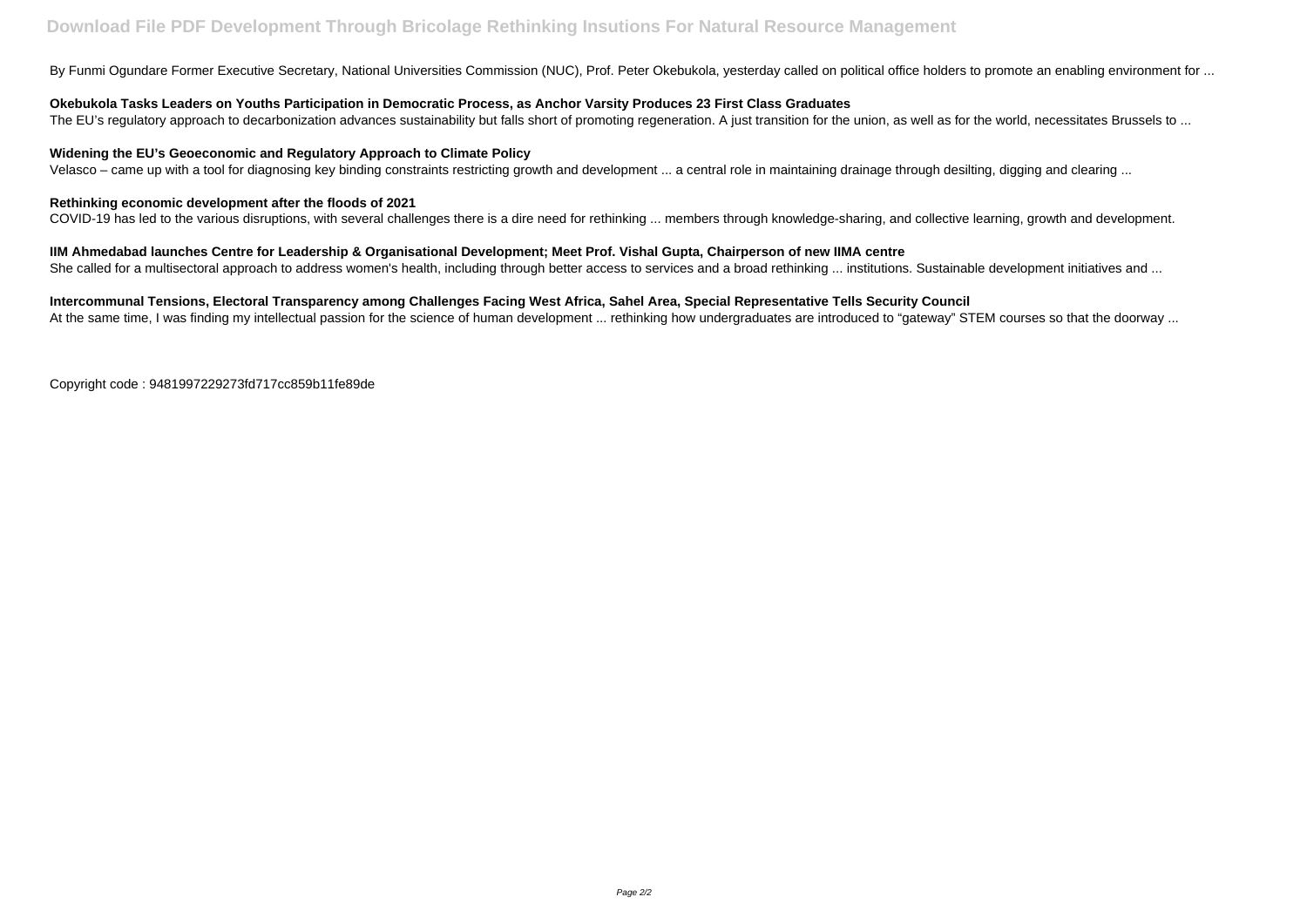By Funmi Ogundare Former Executive Secretary, National Universities Commission (NUC), Prof. Peter Okebukola, yesterday called on political office holders to promote an enabling environment for ...

**Okebukola Tasks Leaders on Youths Participation in Democratic Process, as Anchor Varsity Produces 23 First Class Graduates**

The EU's regulatory approach to decarbonization advances sustainability but falls short of promoting regeneration. A just transition for the union, as well as for the world, necessitates Brussels to ...

**Widening the EU's Geoeconomic and Regulatory Approach to Climate Policy**

Velasco – came up with a tool for diagnosing key binding constraints restricting growth and development ... a central role in maintaining drainage through desilting, digging and clearing ...

**Rethinking economic development after the floods of 2021**

COVID-19 has led to the various disruptions, with several challenges there is a dire need for rethinking ... members through knowledge-sharing, and collective learning, growth and development.

**IIM Ahmedabad launches Centre for Leadership & Organisational Development; Meet Prof. Vishal Gupta, Chairperson of new IIMA centre**

She called for a multisectoral approach to address women's health, including through better access to services and a broad rethinking ... institutions. Sustainable development initiatives and ...

**Intercommunal Tensions, Electoral Transparency among Challenges Facing West Africa, Sahel Area, Special Representative Tells Security Council**

At the same time, I was finding my intellectual passion for the science of human development ... rethinking how undergraduates are introduced to "gateway" STEM courses so that the doorway ...

Copyright code : 9481997229273fd717cc859b11fe89de